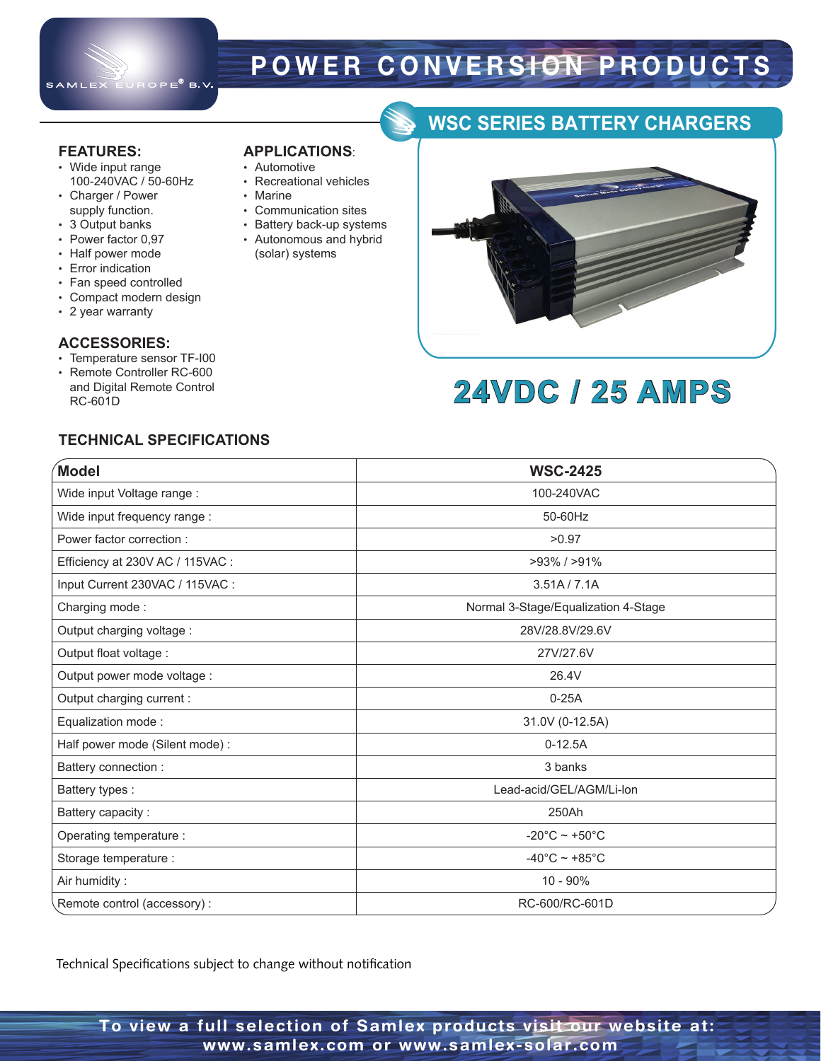SAMLEX EUROPE® B.V.

# POWER CONVERSION PRODUCTS

## WSC SERIES BATTERY CHARGERS

### FEATURES:

- Wide input range 100-240VAC / 50-60Hz
- Charger / Power supply function.
- 3 Output banks
- Power factor 0,97
- Half power mode
- Error indication
- Fan speed controlled
- Compact modern design
- 2 year warranty

### APPLICATIONS:

- Automotive
- Recreational vehicles
- Marine
- Communication sites
- Battery back-up systems
- Autonomous and hybrid (solar) systems

### ACCESSORIES:

- Temperature sensor TF-I00
- Remote Controller RC-600 and Digital Remote Control RC-601D

## 24VDC / 25 AMPS

### TECHNICAL SPECIFICATIONS

| **Model** | **WSC-2425** |
|---|---|
| Wide input Voltage range : | 100-240VAC |
| Wide input frequency range : | 50-60Hz |
| Power factor correction : | >0.97 |
| Efficiency at 230V AC / 115VAC : | >93% / >91% |
| Input Current 230VAC / 115VAC : | 3.51A / 7.1A |
| Charging mode : | Normal 3-Stage/Equalization 4-Stage |
| Output charging voltage : | 28V/28.8V/29.6V |
| Output float voltage : | 27V/27.6V |
| Output power mode voltage : | 26.4V |
| Output charging current : | 0-25A |
| Equalization mode : | 31.0V (0-12.5A) |
| Half power mode (Silent mode) : | 0-12.5A |
| Battery connection : | 3 banks |
| Battery types : | Lead-acid/GEL/AGM/Li-Ion |
| Battery capacity : | 250Ah |
| Operating temperature : | -20°C ~ +50°C |
| Storage temperature : | -40°C ~ +85°C |
| Air humidity : | 10 - 90% |
| Remote control (accessory) : | RC-600/RC-601D |

Technical Specifications subject to change without notification

To view a full selection of Samlex products visit our website at: www.samlex.com or www.samlex-solar.com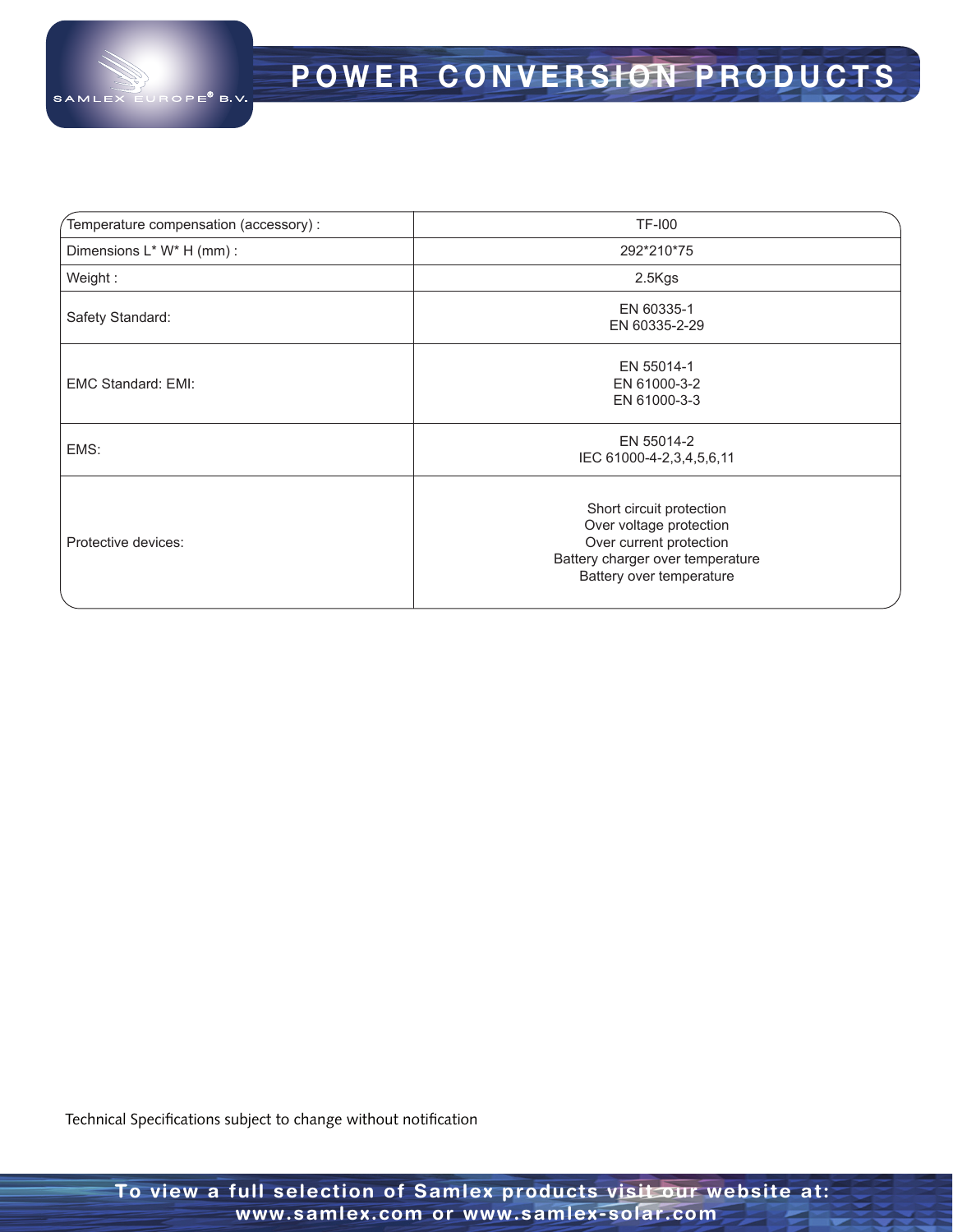| | |
|---|---|
| Temperature compensation (accessory) : | TF-I00 |
| Dimensions L* W* H (mm) : | 292*210*75 |
| Weight : | 2.5Kgs |
| Safety Standard: | EN 60335-1<br>EN 60335-2-29 |
| EMC Standard: EMI: | EN 55014-1<br>EN 61000-3-2<br>EN 61000-3-3 |
| EMS: | EN 55014-2<br>IEC 61000-4-2,3,4,5,6,11 |
| Protective devices: | Short circuit protection<br>Over voltage protection<br>Over current protection<br>Battery charger over temperature<br>Battery over temperature |

Technical Specifications subject to change without notification

**To view a full selection of Samlex products visit our website at: www.samlex.com or www.samlex-solar.com**